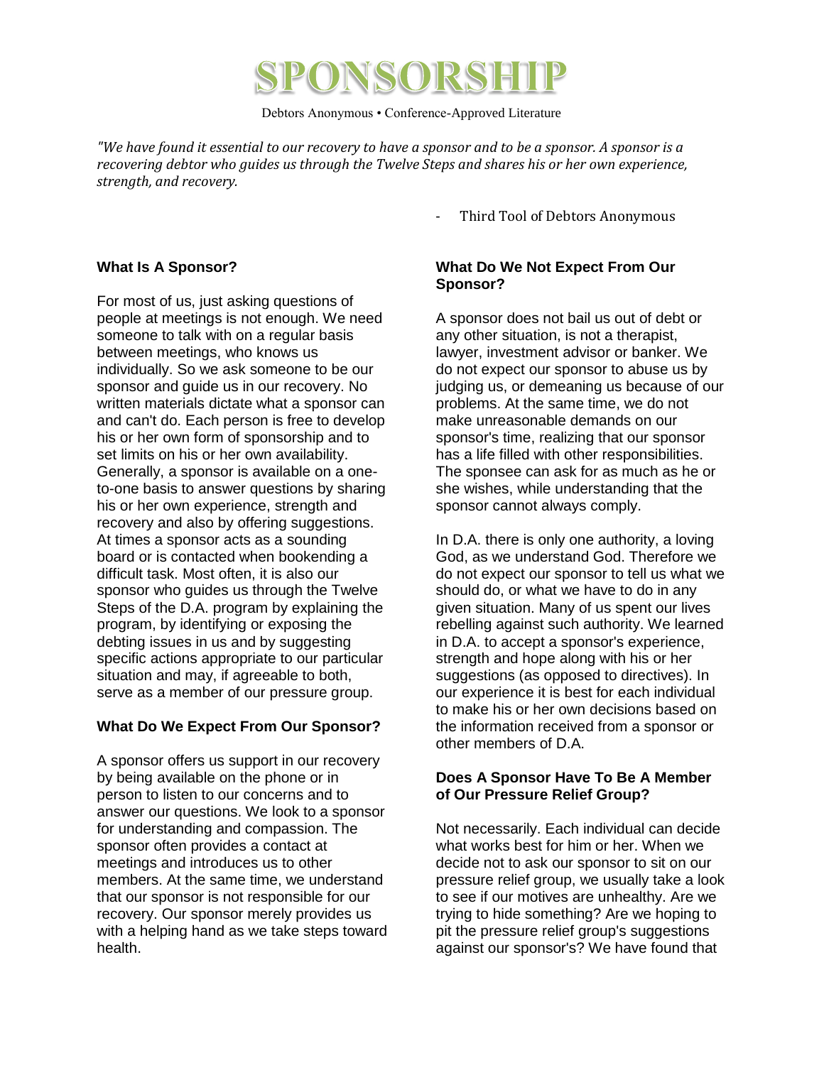# SPONSORSHIP

Debtors Anonymous • Conference-Approved Literature

*"We have found it essential to our recovery to have a sponsor and to be a sponsor. A sponsor is a recovering debtor who guides us through the Twelve Steps and shares his or her own experience, strength, and recovery.*

- Third Tool of Debtors Anonymous

**What Is A Sponsor?**

For most of us, just asking questions of people at meetings is not enough. We need someone to talk with on a regular basis between meetings, who knows us individually. So we ask someone to be our sponsor and guide us in our recovery. No written materials dictate what a sponsor can and can't do. Each person is free to develop his or her own form of sponsorship and to set limits on his or her own availability. Generally, a sponsor is available on a one-to-one basis to answer questions by sharing his or her own experience, strength and recovery and also by offering suggestions. At times a sponsor acts as a sounding board or is contacted when bookending a difficult task. Most often, it is also our sponsor who guides us through the Twelve Steps of the D.A. program by explaining the program, by identifying or exposing the debting issues in us and by suggesting specific actions appropriate to our particular situation and may, if agreeable to both, serve as a member of our pressure group.

**What Do We Expect From Our Sponsor?**

A sponsor offers us support in our recovery by being available on the phone or in person to listen to our concerns and to answer our questions. We look to a sponsor for understanding and compassion. The sponsor often provides a contact at meetings and introduces us to other members. At the same time, we understand that our sponsor is not responsible for our recovery. Our sponsor merely provides us with a helping hand as we take steps toward health.

**What Do We Not Expect From Our Sponsor?**

A sponsor does not bail us out of debt or any other situation, is not a therapist, lawyer, investment advisor or banker. We do not expect our sponsor to abuse us by judging us, or demeaning us because of our problems. At the same time, we do not make unreasonable demands on our sponsor's time, realizing that our sponsor has a life filled with other responsibilities. The sponsee can ask for as much as he or she wishes, while understanding that the sponsor cannot always comply.

In D.A. there is only one authority, a loving God, as we understand God. Therefore we do not expect our sponsor to tell us what we should do, or what we have to do in any given situation. Many of us spent our lives rebelling against such authority. We learned in D.A. to accept a sponsor's experience, strength and hope along with his or her suggestions (as opposed to directives). In our experience it is best for each individual to make his or her own decisions based on the information received from a sponsor or other members of D.A.

**Does A Sponsor Have To Be A Member of Our Pressure Relief Group?**

Not necessarily. Each individual can decide what works best for him or her. When we decide not to ask our sponsor to sit on our pressure relief group, we usually take a look to see if our motives are unhealthy. Are we trying to hide something? Are we hoping to pit the pressure relief group's suggestions against our sponsor's? We have found that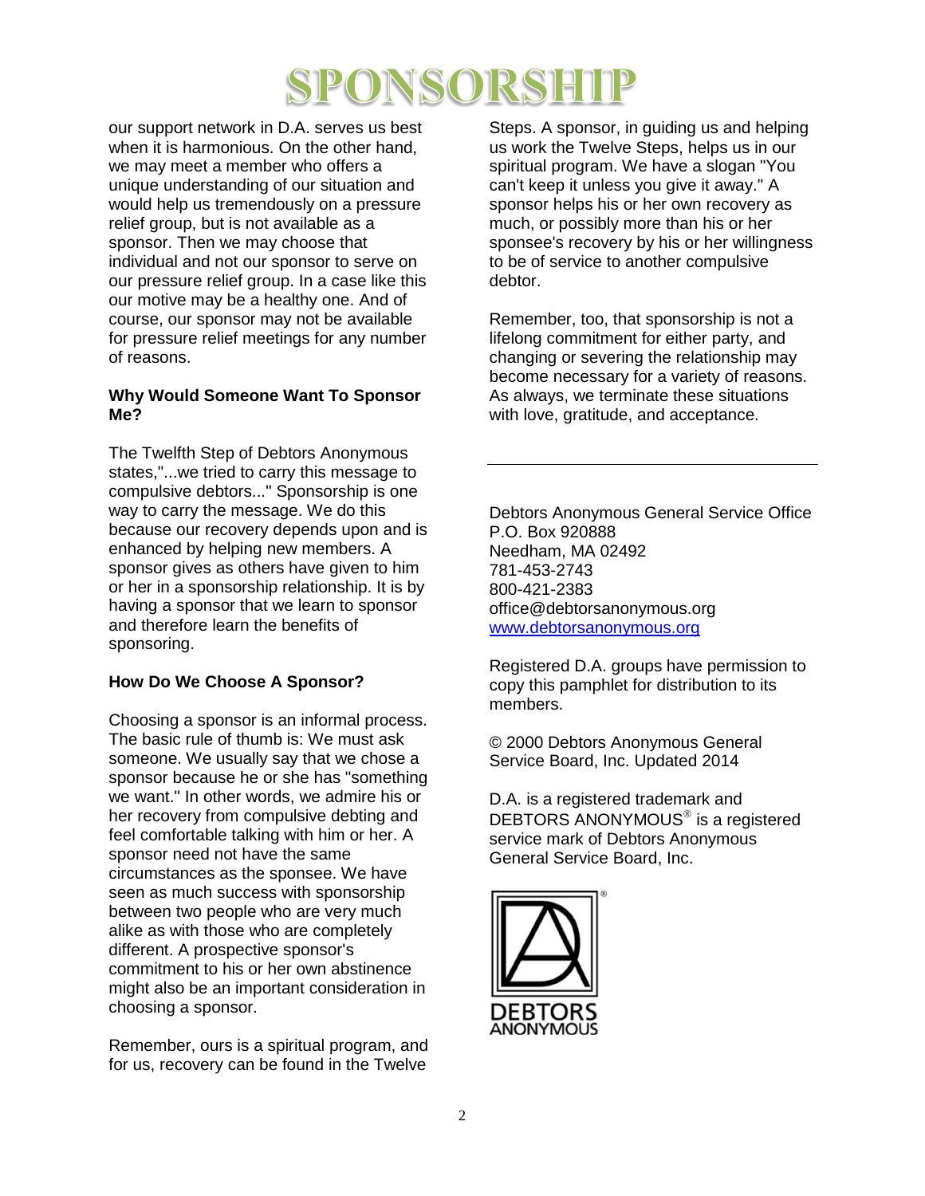# SPONSORSHIP

our support network in D.A. serves us best when it is harmonious. On the other hand, we may meet a member who offers a unique understanding of our situation and would help us tremendously on a pressure relief group, but is not available as a sponsor. Then we may choose that individual and not our sponsor to serve on our pressure relief group. In a case like this our motive may be a healthy one. And of course, our sponsor may not be available for pressure relief meetings for any number of reasons.

**Why Would Someone Want To Sponsor Me?**

The Twelfth Step of Debtors Anonymous states,"...we tried to carry this message to compulsive debtors..." Sponsorship is one way to carry the message. We do this because our recovery depends upon and is enhanced by helping new members. A sponsor gives as others have given to him or her in a sponsorship relationship. It is by having a sponsor that we learn to sponsor and therefore learn the benefits of sponsoring.

**How Do We Choose A Sponsor?**

Choosing a sponsor is an informal process. The basic rule of thumb is: We must ask someone. We usually say that we chose a sponsor because he or she has "something we want." In other words, we admire his or her recovery from compulsive debting and feel comfortable talking with him or her. A sponsor need not have the same circumstances as the sponsee. We have seen as much success with sponsorship between two people who are very much alike as with those who are completely different. A prospective sponsor's commitment to his or her own abstinence might also be an important consideration in choosing a sponsor.

Remember, ours is a spiritual program, and for us, recovery can be found in the Twelve Steps. A sponsor, in guiding us and helping us work the Twelve Steps, helps us in our spiritual program. We have a slogan "You can't keep it unless you give it away." A sponsor helps his or her own recovery as much, or possibly more than his or her sponsee's recovery by his or her willingness to be of service to another compulsive debtor.

Remember, too, that sponsorship is not a lifelong commitment for either party, and changing or severing the relationship may become necessary for a variety of reasons. As always, we terminate these situations with love, gratitude, and acceptance.

---

Debtors Anonymous General Service Office
P.O. Box 920888
Needham, MA 02492
781-453-2743
800-421-2383
office@debtorsanonymous.org
www.debtorsanonymous.org

Registered D.A. groups have permission to copy this pamphlet for distribution to its members.

© 2000 Debtors Anonymous General Service Board, Inc. Updated 2014

D.A. is a registered trademark and DEBTORS ANONYMOUS® is a registered service mark of Debtors Anonymous General Service Board, Inc.

DEBTORS ANONYMOUS